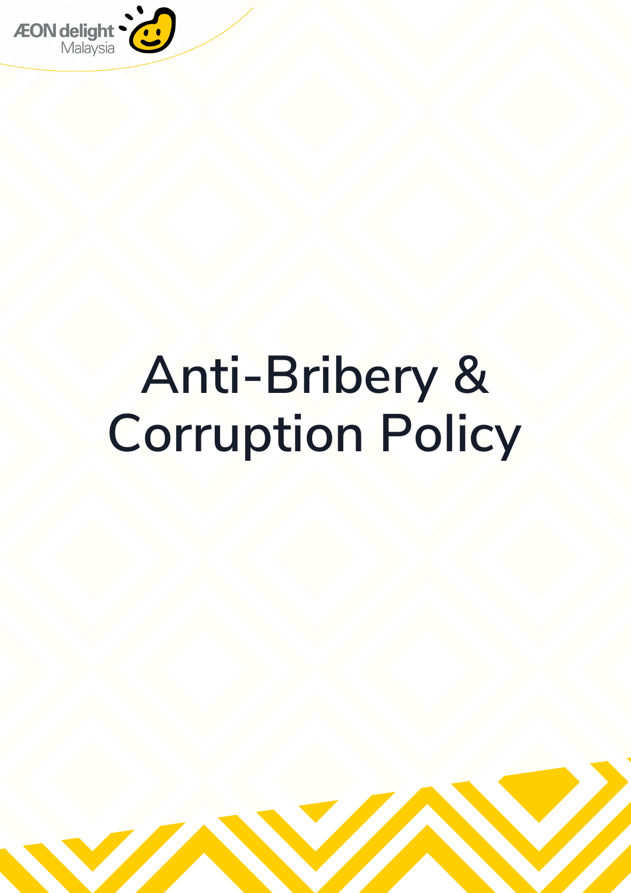ÆON delight
Malaysia

# Anti-Bribery & Corruption Policy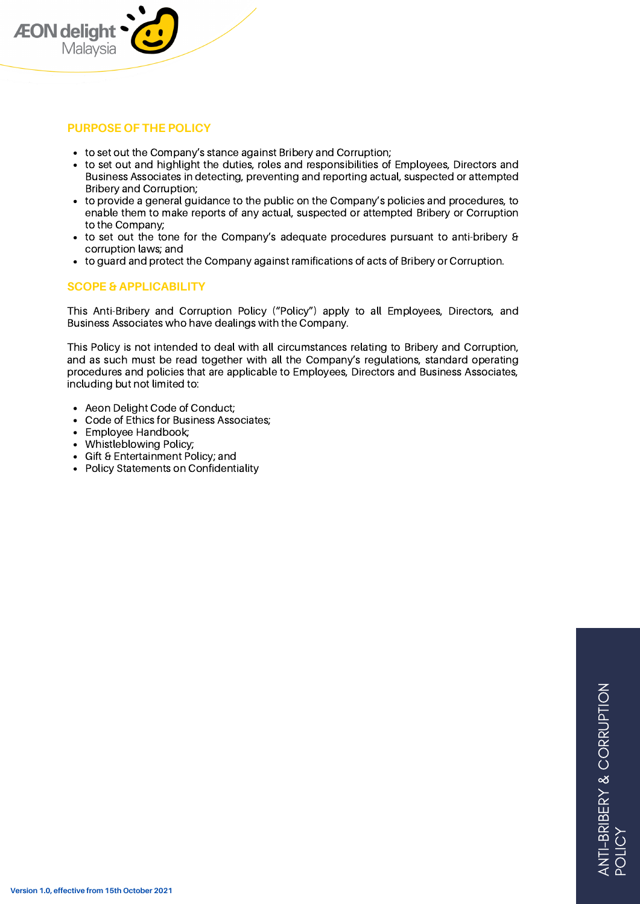## PURPOSE OF THE POLICY

- to set out the Company's stance against Bribery and Corruption;
- to set out and highlight the duties, roles and responsibilities of Employees, Directors and Business Associates in detecting, preventing and reporting actual, suspected or attempted Bribery and Corruption;
- to provide a general guidance to the public on the Company's policies and procedures, to enable them to make reports of any actual, suspected or attempted Bribery or Corruption to the Company;
- to set out the tone for the Company's adequate procedures pursuant to anti-bribery & corruption laws; and
- to guard and protect the Company against ramifications of acts of Bribery or Corruption.

## SCOPE & APPLICABILITY

This Anti-Bribery and Corruption Policy ("Policy") apply to all Employees, Directors, and Business Associates who have dealings with the Company.

This Policy is not intended to deal with all circumstances relating to Bribery and Corruption, and as such must be read together with all the Company's regulations, standard operating procedures and policies that are applicable to Employees, Directors and Business Associates, including but not limited to:

- Aeon Delight Code of Conduct;
- Code of Ethics for Business Associates;
- Employee Handbook;
- Whistleblowing Policy;
- Gift & Entertainment Policy; and
- Policy Statements on Confidentiality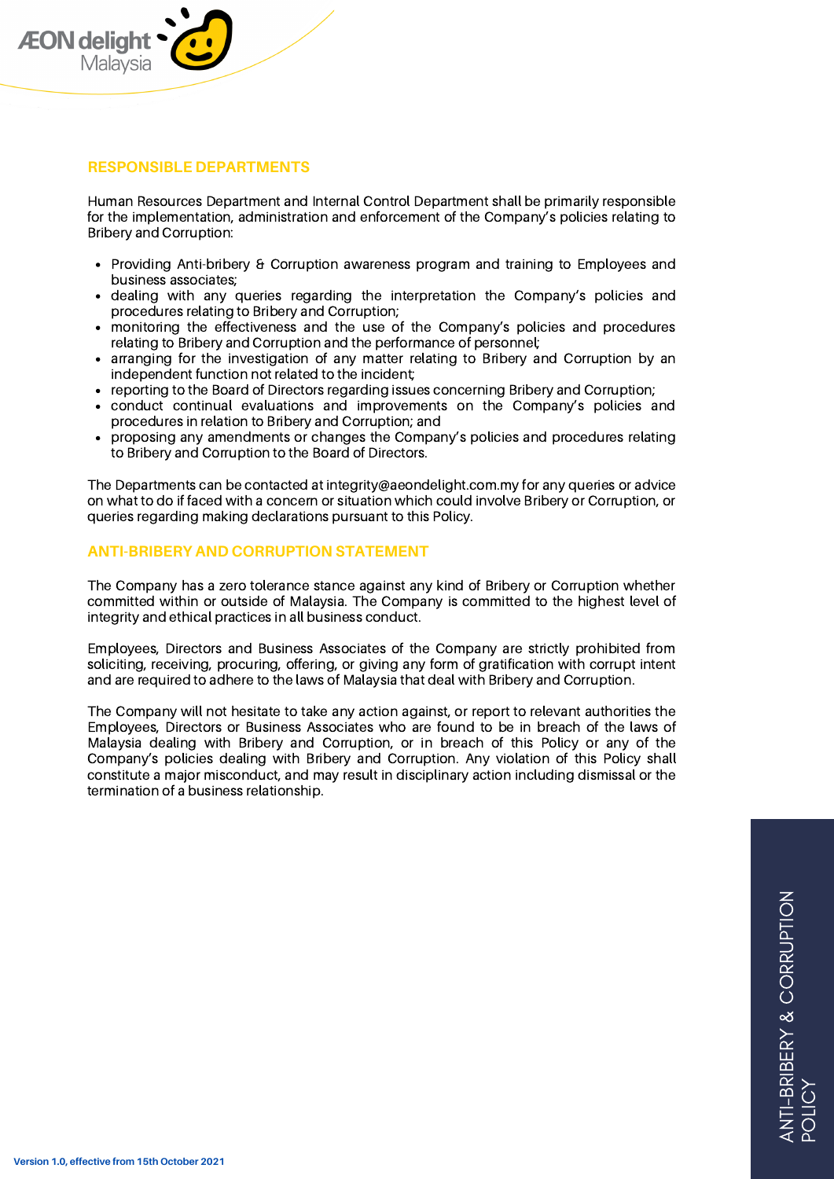## RESPONSIBLE DEPARTMENTS

Human Resources Department and Internal Control Department shall be primarily responsible for the implementation, administration and enforcement of the Company's policies relating to Bribery and Corruption:

- Providing Anti-bribery & Corruption awareness program and training to Employees and business associates;
- dealing with any queries regarding the interpretation the Company's policies and procedures relating to Bribery and Corruption;
- monitoring the effectiveness and the use of the Company's policies and procedures relating to Bribery and Corruption and the performance of personnel;
- arranging for the investigation of any matter relating to Bribery and Corruption by an independent function not related to the incident;
- reporting to the Board of Directors regarding issues concerning Bribery and Corruption;
- conduct continual evaluations and improvements on the Company's policies and procedures in relation to Bribery and Corruption; and
- proposing any amendments or changes the Company's policies and procedures relating to Bribery and Corruption to the Board of Directors.

The Departments can be contacted at integrity@aeondelight.com.my for any queries or advice on what to do if faced with a concern or situation which could involve Bribery or Corruption, or queries regarding making declarations pursuant to this Policy.

## ANTI-BRIBERY AND CORRUPTION STATEMENT

The Company has a zero tolerance stance against any kind of Bribery or Corruption whether committed within or outside of Malaysia. The Company is committed to the highest level of integrity and ethical practices in all business conduct.

Employees, Directors and Business Associates of the Company are strictly prohibited from soliciting, receiving, procuring, offering, or giving any form of gratification with corrupt intent and are required to adhere to the laws of Malaysia that deal with Bribery and Corruption.

The Company will not hesitate to take any action against, or report to relevant authorities the Employees, Directors or Business Associates who are found to be in breach of the laws of Malaysia dealing with Bribery and Corruption, or in breach of this Policy or any of the Company's policies dealing with Bribery and Corruption. Any violation of this Policy shall constitute a major misconduct, and may result in disciplinary action including dismissal or the termination of a business relationship.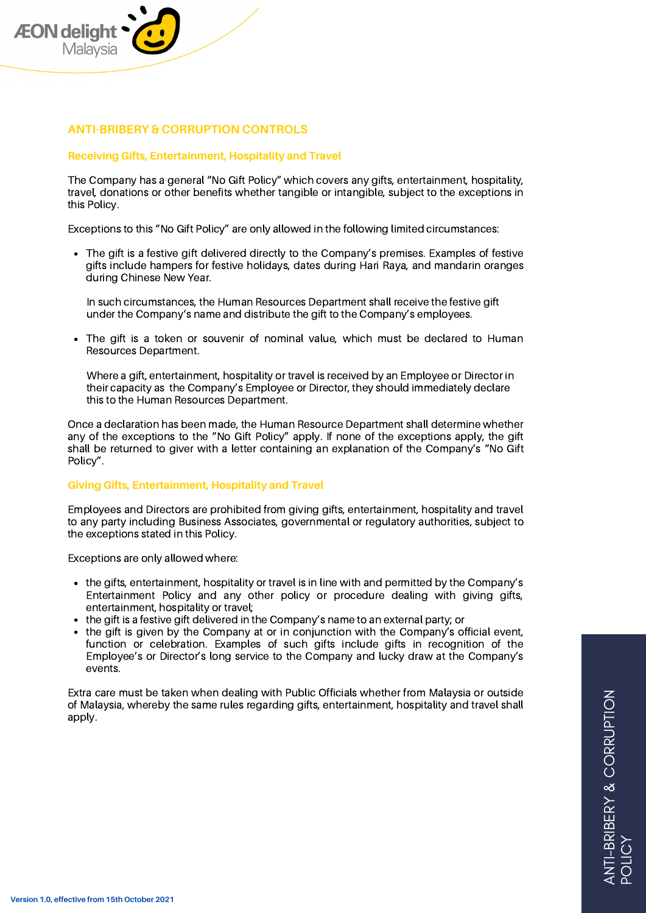## ANTI-BRIBERY & CORRUPTION CONTROLS

### Receiving Gifts, Entertainment, Hospitality and Travel

The Company has a general "No Gift Policy" which covers any gifts, entertainment, hospitality, travel, donations or other benefits whether tangible or intangible, subject to the exceptions in this Policy.

Exceptions to this "No Gift Policy" are only allowed in the following limited circumstances:

- The gift is a festive gift delivered directly to the Company's premises. Examples of festive gifts include hampers for festive holidays, dates during Hari Raya, and mandarin oranges during Chinese New Year.

  In such circumstances, the Human Resources Department shall receive the festive gift under the Company's name and distribute the gift to the Company's employees.

- The gift is a token or souvenir of nominal value, which must be declared to Human Resources Department.

  Where a gift, entertainment, hospitality or travel is received by an Employee or Director in their capacity as the Company's Employee or Director, they should immediately declare this to the Human Resources Department.

Once a declaration has been made, the Human Resource Department shall determine whether any of the exceptions to the "No Gift Policy" apply. If none of the exceptions apply, the gift shall be returned to giver with a letter containing an explanation of the Company's "No Gift Policy".

### Giving Gifts, Entertainment, Hospitality and Travel

Employees and Directors are prohibited from giving gifts, entertainment, hospitality and travel to any party including Business Associates, governmental or regulatory authorities, subject to the exceptions stated in this Policy.

Exceptions are only allowed where:

- the gifts, entertainment, hospitality or travel is in line with and permitted by the Company's Entertainment Policy and any other policy or procedure dealing with giving gifts, entertainment, hospitality or travel;
- the gift is a festive gift delivered in the Company's name to an external party; or
- the gift is given by the Company at or in conjunction with the Company's official event, function or celebration. Examples of such gifts include gifts in recognition of the Employee's or Director's long service to the Company and lucky draw at the Company's events.

Extra care must be taken when dealing with Public Officials whether from Malaysia or outside of Malaysia, whereby the same rules regarding gifts, entertainment, hospitality and travel shall apply.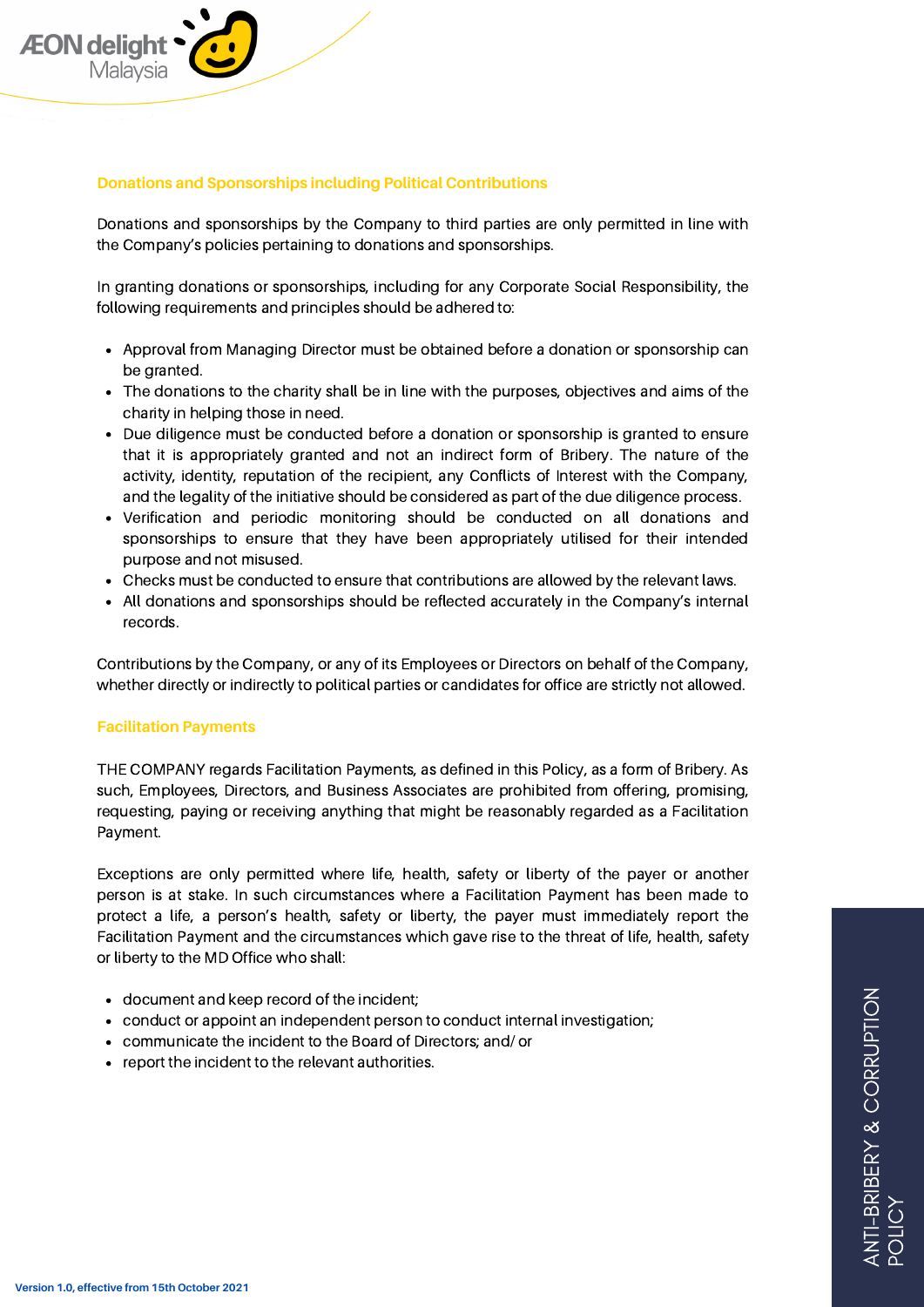## Donations and Sponsorships including Political Contributions

Donations and sponsorships by the Company to third parties are only permitted in line with the Company's policies pertaining to donations and sponsorships.

In granting donations or sponsorships, including for any Corporate Social Responsibility, the following requirements and principles should be adhered to:

- Approval from Managing Director must be obtained before a donation or sponsorship can be granted.
- The donations to the charity shall be in line with the purposes, objectives and aims of the charity in helping those in need.
- Due diligence must be conducted before a donation or sponsorship is granted to ensure that it is appropriately granted and not an indirect form of Bribery. The nature of the activity, identity, reputation of the recipient, any Conflicts of Interest with the Company, and the legality of the initiative should be considered as part of the due diligence process.
- Verification and periodic monitoring should be conducted on all donations and sponsorships to ensure that they have been appropriately utilised for their intended purpose and not misused.
- Checks must be conducted to ensure that contributions are allowed by the relevant laws.
- All donations and sponsorships should be reflected accurately in the Company's internal records.

Contributions by the Company, or any of its Employees or Directors on behalf of the Company, whether directly or indirectly to political parties or candidates for office are strictly not allowed.

## Facilitation Payments

THE COMPANY regards Facilitation Payments, as defined in this Policy, as a form of Bribery. As such, Employees, Directors, and Business Associates are prohibited from offering, promising, requesting, paying or receiving anything that might be reasonably regarded as a Facilitation Payment.

Exceptions are only permitted where life, health, safety or liberty of the payer or another person is at stake. In such circumstances where a Facilitation Payment has been made to protect a life, a person's health, safety or liberty, the payer must immediately report the Facilitation Payment and the circumstances which gave rise to the threat of life, health, safety or liberty to the MD Office who shall:

- document and keep record of the incident;
- conduct or appoint an independent person to conduct internal investigation;
- communicate the incident to the Board of Directors; and/ or
- report the incident to the relevant authorities.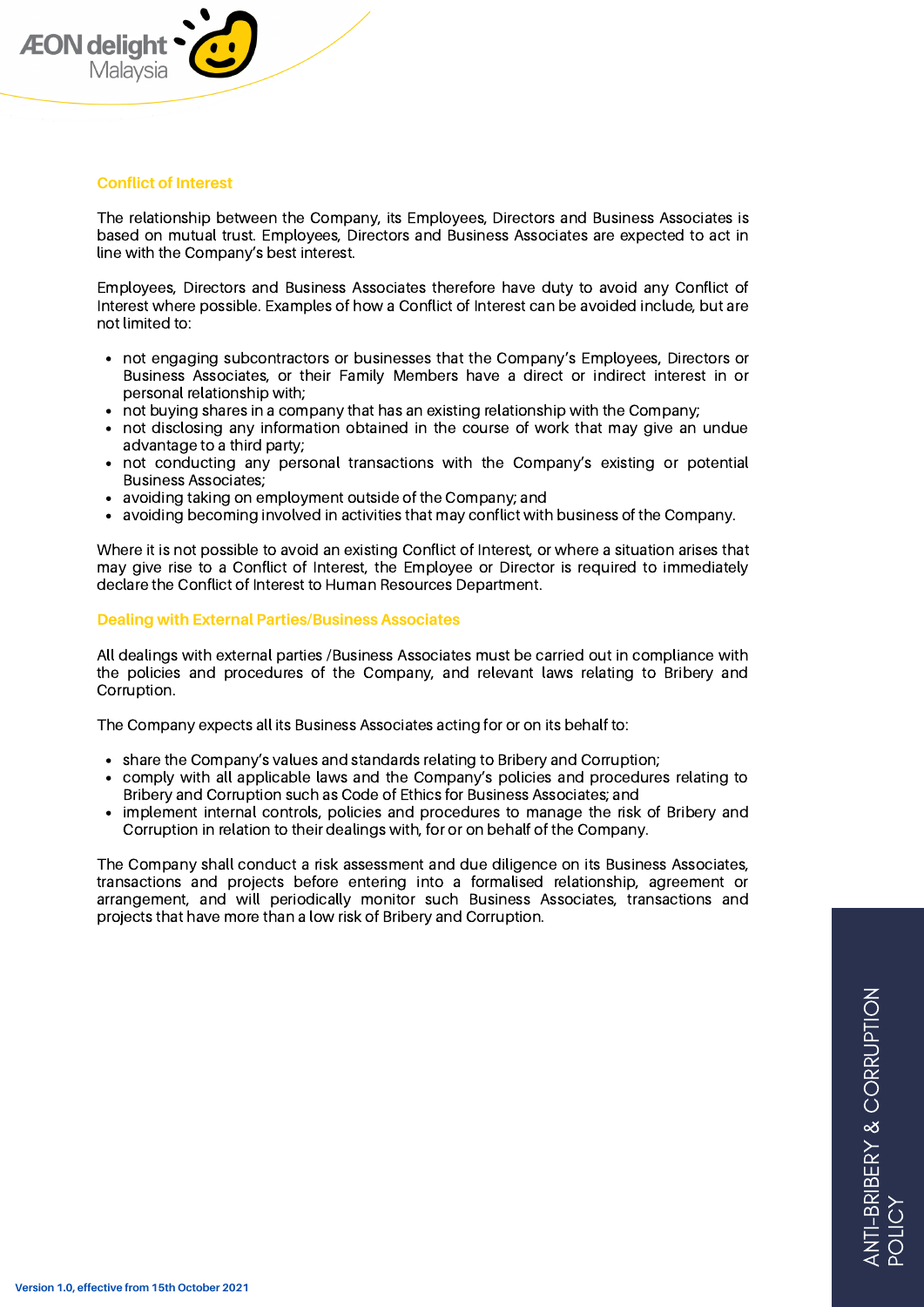## Conflict of Interest

The relationship between the Company, its Employees, Directors and Business Associates is based on mutual trust. Employees, Directors and Business Associates are expected to act in line with the Company's best interest.

Employees, Directors and Business Associates therefore have duty to avoid any Conflict of Interest where possible. Examples of how a Conflict of Interest can be avoided include, but are not limited to:

- not engaging subcontractors or businesses that the Company's Employees, Directors or Business Associates, or their Family Members have a direct or indirect interest in or personal relationship with;
- not buying shares in a company that has an existing relationship with the Company;
- not disclosing any information obtained in the course of work that may give an undue advantage to a third party;
- not conducting any personal transactions with the Company's existing or potential Business Associates;
- avoiding taking on employment outside of the Company; and
- avoiding becoming involved in activities that may conflict with business of the Company.

Where it is not possible to avoid an existing Conflict of Interest, or where a situation arises that may give rise to a Conflict of Interest, the Employee or Director is required to immediately declare the Conflict of Interest to Human Resources Department.

## Dealing with External Parties/Business Associates

All dealings with external parties /Business Associates must be carried out in compliance with the policies and procedures of the Company, and relevant laws relating to Bribery and Corruption.

The Company expects all its Business Associates acting for or on its behalf to:

- share the Company's values and standards relating to Bribery and Corruption;
- comply with all applicable laws and the Company's policies and procedures relating to Bribery and Corruption such as Code of Ethics for Business Associates; and
- implement internal controls, policies and procedures to manage the risk of Bribery and Corruption in relation to their dealings with, for or on behalf of the Company.

The Company shall conduct a risk assessment and due diligence on its Business Associates, transactions and projects before entering into a formalised relationship, agreement or arrangement, and will periodically monitor such Business Associates, transactions and projects that have more than a low risk of Bribery and Corruption.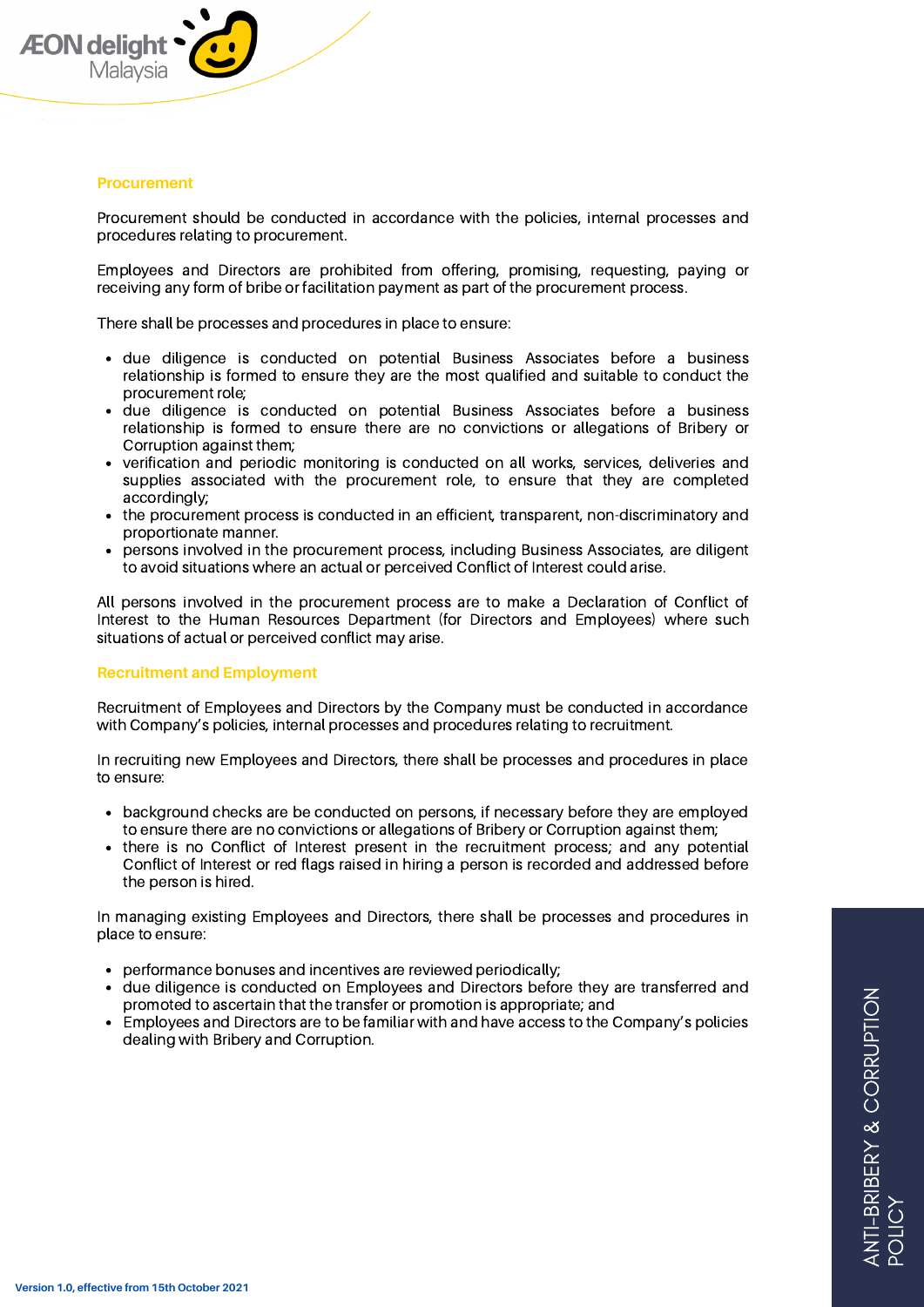## Procurement

Procurement should be conducted in accordance with the policies, internal processes and procedures relating to procurement.

Employees and Directors are prohibited from offering, promising, requesting, paying or receiving any form of bribe or facilitation payment as part of the procurement process.

There shall be processes and procedures in place to ensure:

- due diligence is conducted on potential Business Associates before a business relationship is formed to ensure they are the most qualified and suitable to conduct the procurement role;
- due diligence is conducted on potential Business Associates before a business relationship is formed to ensure there are no convictions or allegations of Bribery or Corruption against them;
- verification and periodic monitoring is conducted on all works, services, deliveries and supplies associated with the procurement role, to ensure that they are completed accordingly;
- the procurement process is conducted in an efficient, transparent, non-discriminatory and proportionate manner.
- persons involved in the procurement process, including Business Associates, are diligent to avoid situations where an actual or perceived Conflict of Interest could arise.

All persons involved in the procurement process are to make a Declaration of Conflict of Interest to the Human Resources Department (for Directors and Employees) where such situations of actual or perceived conflict may arise.

## Recruitment and Employment

Recruitment of Employees and Directors by the Company must be conducted in accordance with Company's policies, internal processes and procedures relating to recruitment.

In recruiting new Employees and Directors, there shall be processes and procedures in place to ensure:

- background checks are be conducted on persons, if necessary before they are employed to ensure there are no convictions or allegations of Bribery or Corruption against them;
- there is no Conflict of Interest present in the recruitment process; and any potential Conflict of Interest or red flags raised in hiring a person is recorded and addressed before the person is hired.

In managing existing Employees and Directors, there shall be processes and procedures in place to ensure:

- performance bonuses and incentives are reviewed periodically;
- due diligence is conducted on Employees and Directors before they are transferred and promoted to ascertain that the transfer or promotion is appropriate; and
- Employees and Directors are to be familiar with and have access to the Company's policies dealing with Bribery and Corruption.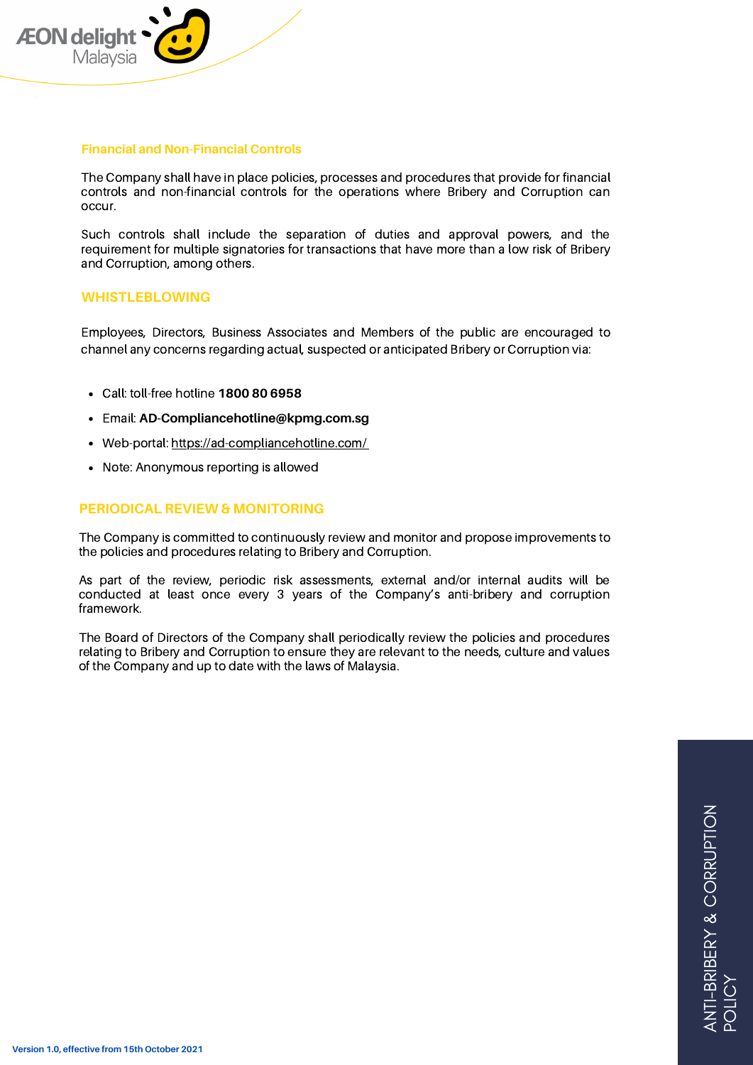### Financial and Non-Financial Controls

The Company shall have in place policies, processes and procedures that provide for financial controls and non-financial controls for the operations where Bribery and Corruption can occur.

Such controls shall include the separation of duties and approval powers, and the requirement for multiple signatories for transactions that have more than a low risk of Bribery and Corruption, among others.

## WHISTLEBLOWING

Employees, Directors, Business Associates and Members of the public are encouraged to channel any concerns regarding actual, suspected or anticipated Bribery or Corruption via:

- Call: toll-free hotline **1800 80 6958**
- Email: **AD-Compliancehotline@kpmg.com.sg**
- Web-portal: https://ad-compliancehotline.com/
- Note: Anonymous reporting is allowed

## PERIODICAL REVIEW & MONITORING

The Company is committed to continuously review and monitor and propose improvements to the policies and procedures relating to Bribery and Corruption.

As part of the review, periodic risk assessments, external and/or internal audits will be conducted at least once every 3 years of the Company's anti-bribery and corruption framework.

The Board of Directors of the Company shall periodically review the policies and procedures relating to Bribery and Corruption to ensure they are relevant to the needs, culture and values of the Company and up to date with the laws of Malaysia.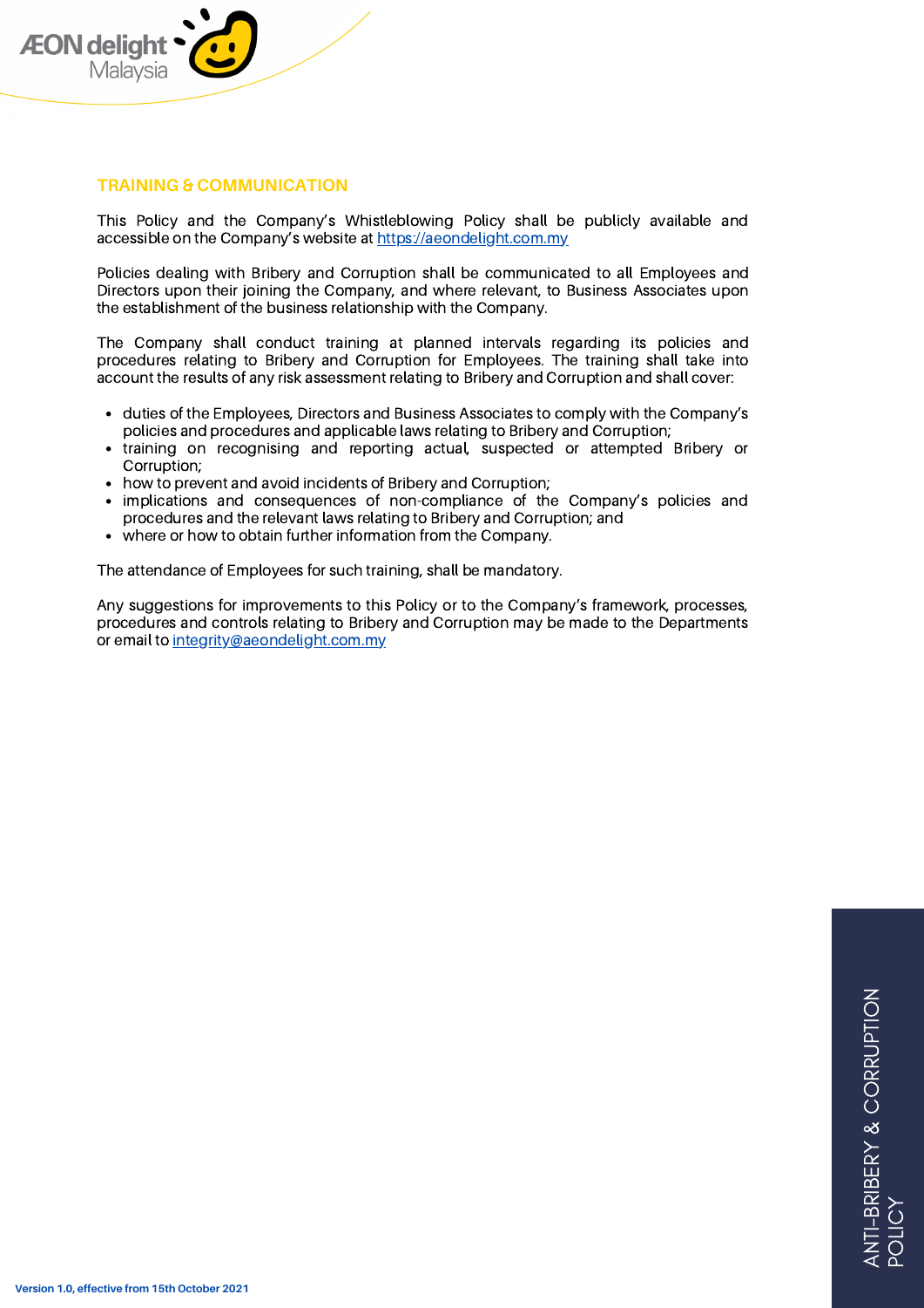## TRAINING & COMMUNICATION

This Policy and the Company's Whistleblowing Policy shall be publicly available and accessible on the Company's website at https://aeondelight.com.my

Policies dealing with Bribery and Corruption shall be communicated to all Employees and Directors upon their joining the Company, and where relevant, to Business Associates upon the establishment of the business relationship with the Company.

The Company shall conduct training at planned intervals regarding its policies and procedures relating to Bribery and Corruption for Employees. The training shall take into account the results of any risk assessment relating to Bribery and Corruption and shall cover:

- duties of the Employees, Directors and Business Associates to comply with the Company's policies and procedures and applicable laws relating to Bribery and Corruption;
- training on recognising and reporting actual, suspected or attempted Bribery or Corruption;
- how to prevent and avoid incidents of Bribery and Corruption;
- implications and consequences of non-compliance of the Company's policies and procedures and the relevant laws relating to Bribery and Corruption; and
- where or how to obtain further information from the Company.

The attendance of Employees for such training, shall be mandatory.

Any suggestions for improvements to this Policy or to the Company's framework, processes, procedures and controls relating to Bribery and Corruption may be made to the Departments or email to integrity@aeondelight.com.my